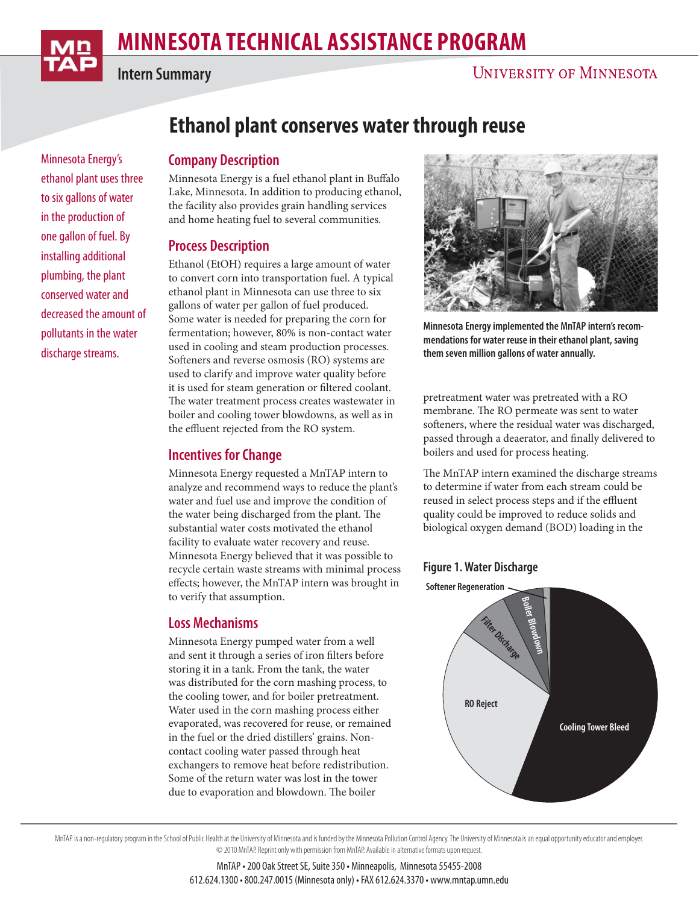# MINNESOTA TECHNICAL ASSISTANCE PROGRAM

**Intern Summary**

UNIVERSITY OF MINNESOTA

## Ethanol plant conserves water through reuse

Minnesota Energy's ethanol plant uses three to six gallons of water in the production of one gallon of fuel. By installing additional plumbing, the plant conserved water and decreased the amount of pollutants in the water discharge streams.

### Company Description

Minnesota Energy is a fuel ethanol plant in Buffalo Lake, Minnesota. In addition to producing ethanol, the facility also provides grain handling services and home heating fuel to several communities.

### Process Description

Ethanol (EtOH) requires a large amount of water to convert corn into transportation fuel. A typical ethanol plant in Minnesota can use three to six gallons of water per gallon of fuel produced. Some water is needed for preparing the corn for fermentation; however, 80% is non-contact water used in cooling and steam production processes. Softeners and reverse osmosis (RO) systems are used to clarify and improve water quality before it is used for steam generation or filtered coolant. The water treatment process creates wastewater in boiler and cooling tower blowdowns, as well as in the effluent rejected from the RO system.

### Incentives for Change

Minnesota Energy requested a MnTAP intern to analyze and recommend ways to reduce the plant's water and fuel use and improve the condition of the water being discharged from the plant. The substantial water costs motivated the ethanol facility to evaluate water recovery and reuse. Minnesota Energy believed that it was possible to recycle certain waste streams with minimal process effects; however, the MnTAP intern was brought in to verify that assumption.

### Loss Mechanisms

Minnesota Energy pumped water from a well and sent it through a series of iron filters before storing it in a tank. From the tank, the water was distributed for the corn mashing process, to the cooling tower, and for boiler pretreatment. Water used in the corn mashing process either evaporated, was recovered for reuse, or remained in the fuel or the dried distillers' grains. Non-contact cooling water passed through heat exchangers to remove heat before redistribution. Some of the return water was lost in the tower due to evaporation and blowdown. The boiler pretreatment water was pretreated with a RO membrane. The RO permeate was sent to water softeners, where the residual water was discharged, passed through a deaerator, and finally delivered to boilers and used for process heating.

The MnTAP intern examined the discharge streams to determine if water from each stream could be reused in select process steps and if the effluent quality could be improved to reduce solids and biological oxygen demand (BOD) loading in the

**Minnesota Energy implemented the MnTAP intern's recommendations for water reuse in their ethanol plant, saving them seven million gallons of water annually.**

**Figure 1. Water Discharge**

(Pie chart segments: Cooling Tower Bleed, RO Reject, Filter Discharge, Boiler Blowdown, Softener Regeneration)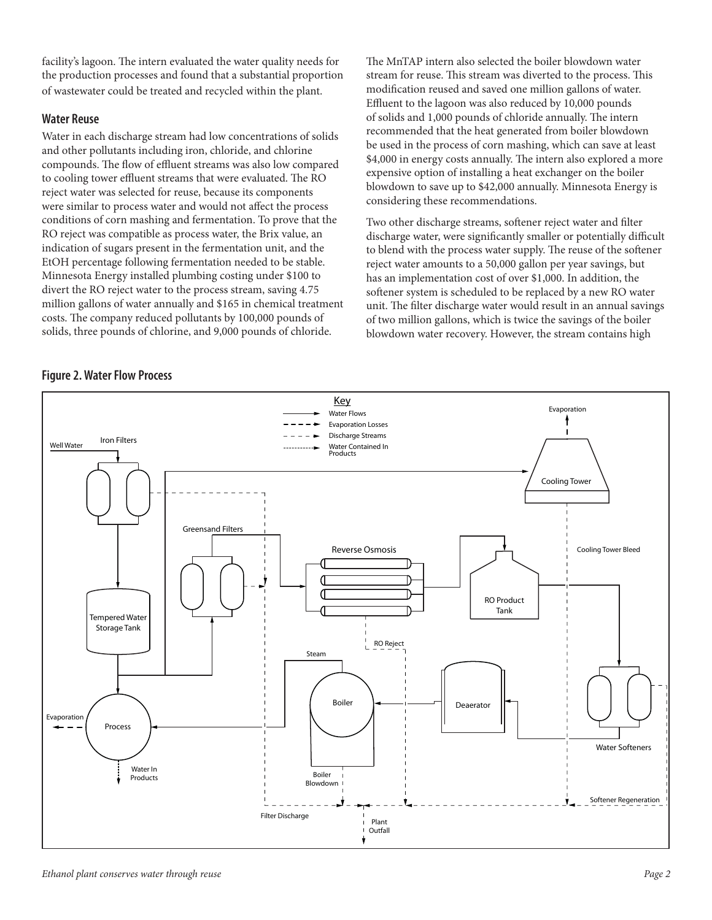facility's lagoon. The intern evaluated the water quality needs for the production processes and found that a substantial proportion of wastewater could be treated and recycled within the plant.

## Water Reuse

Water in each discharge stream had low concentrations of solids and other pollutants including iron, chloride, and chlorine compounds. The flow of effluent streams was also low compared to cooling tower effluent streams that were evaluated. The RO reject water was selected for reuse, because its components were similar to process water and would not affect the process conditions of corn mashing and fermentation. To prove that the RO reject was compatible as process water, the Brix value, an indication of sugars present in the fermentation unit, and the EtOH percentage following fermentation needed to be stable. Minnesota Energy installed plumbing costing under $100 to divert the RO reject water to the process stream, saving 4.75 million gallons of water annually and $165 in chemical treatment costs. The company reduced pollutants by 100,000 pounds of solids, three pounds of chlorine, and 9,000 pounds of chloride.

The MnTAP intern also selected the boiler blowdown water stream for reuse. This stream was diverted to the process. This modification reused and saved one million gallons of water. Effluent to the lagoon was also reduced by 10,000 pounds of solids and 1,000 pounds of chloride annually. The intern recommended that the heat generated from boiler blowdown be used in the process of corn mashing, which can save at least $4,000 in energy costs annually. The intern also explored a more expensive option of installing a heat exchanger on the boiler blowdown to save up to $42,000 annually. Minnesota Energy is considering these recommendations.

Two other discharge streams, softener reject water and filter discharge water, were significantly smaller or potentially difficult to blend with the process water supply. The reuse of the softener reject water amounts to a 50,000 gallon per year savings, but has an implementation cost of over $1,000. In addition, the softener system is scheduled to be replaced by a new RO water unit. The filter discharge water would result in an annual savings of two million gallons, which is twice the savings of the boiler blowdown water recovery. However, the stream contains high

**Figure 2. Water Flow Process**

Key: Water Flows; Evaporation Losses; Discharge Streams; Water Contained In Products

Well Water, Iron Filters, Tempered Water Storage Tank, Process, Evaporation, Water In Products, Greensand Filters, Reverse Osmosis, RO Product Tank, RO Reject, Steam, Boiler, Boiler Blowdown, Deaerator, Water Softeners, Cooling Tower, Evaporation, Cooling Tower Bleed, Softener Regeneration, Filter Discharge, Plant Outfall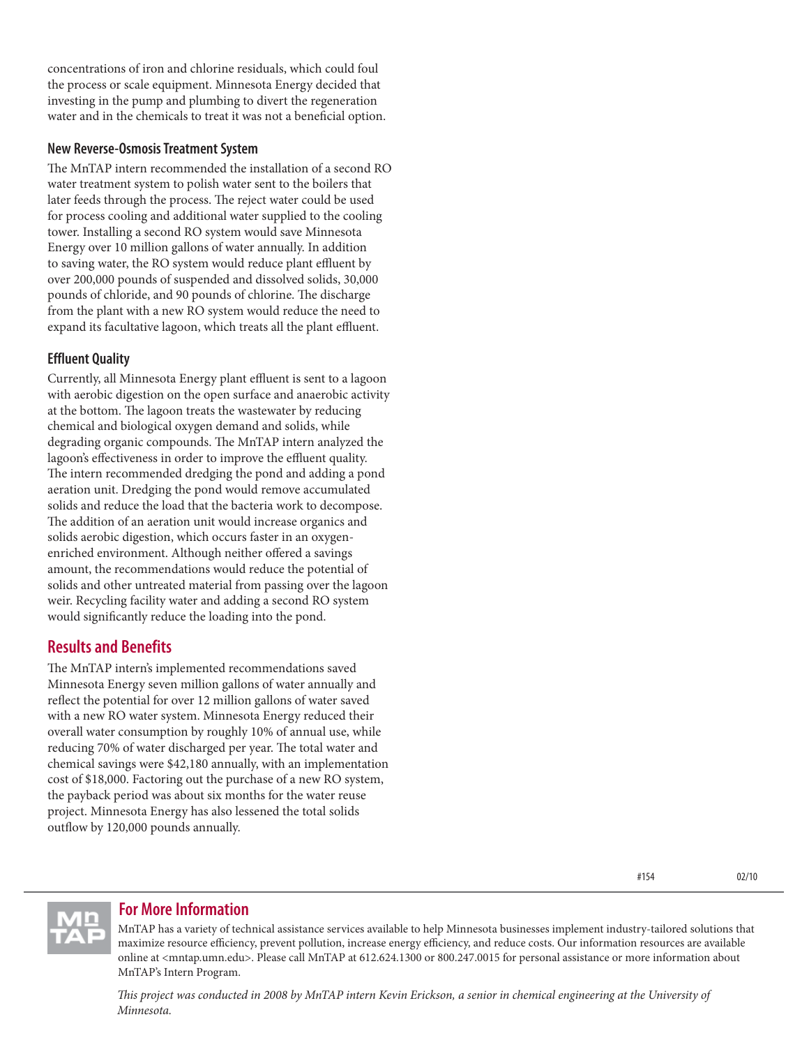concentrations of iron and chlorine residuals, which could foul the process or scale equipment. Minnesota Energy decided that investing in the pump and plumbing to divert the regeneration water and in the chemicals to treat it was not a beneficial option.

### New Reverse-Osmosis Treatment System

The MnTAP intern recommended the installation of a second RO water treatment system to polish water sent to the boilers that later feeds through the process. The reject water could be used for process cooling and additional water supplied to the cooling tower. Installing a second RO system would save Minnesota Energy over 10 million gallons of water annually. In addition to saving water, the RO system would reduce plant effluent by over 200,000 pounds of suspended and dissolved solids, 30,000 pounds of chloride, and 90 pounds of chlorine. The discharge from the plant with a new RO system would reduce the need to expand its facultative lagoon, which treats all the plant effluent.

### Effluent Quality

Currently, all Minnesota Energy plant effluent is sent to a lagoon with aerobic digestion on the open surface and anaerobic activity at the bottom. The lagoon treats the wastewater by reducing chemical and biological oxygen demand and solids, while degrading organic compounds. The MnTAP intern analyzed the lagoon's effectiveness in order to improve the effluent quality. The intern recommended dredging the pond and adding a pond aeration unit. Dredging the pond would remove accumulated solids and reduce the load that the bacteria work to decompose. The addition of an aeration unit would increase organics and solids aerobic digestion, which occurs faster in an oxygen-enriched environment. Although neither offered a savings amount, the recommendations would reduce the potential of solids and other untreated material from passing over the lagoon weir. Recycling facility water and adding a second RO system would significantly reduce the loading into the pond.

## Results and Benefits

The MnTAP intern's implemented recommendations saved Minnesota Energy seven million gallons of water annually and reflect the potential for over 12 million gallons of water saved with a new RO water system. Minnesota Energy reduced their overall water consumption by roughly 10% of annual use, while reducing 70% of water discharged per year. The total water and chemical savings were $42,180 annually, with an implementation cost of $18,000. Factoring out the purchase of a new RO system, the payback period was about six months for the water reuse project. Minnesota Energy has also lessened the total solids outflow by 120,000 pounds annually.

#154 02/10

## For More Information

MnTAP has a variety of technical assistance services available to help Minnesota businesses implement industry-tailored solutions that maximize resource efficiency, prevent pollution, increase energy efficiency, and reduce costs. Our information resources are available online at <mntap.umn.edu>. Please call MnTAP at 612.624.1300 or 800.247.0015 for personal assistance or more information about MnTAP's Intern Program.

*This project was conducted in 2008 by MnTAP intern Kevin Erickson, a senior in chemical engineering at the University of Minnesota.*